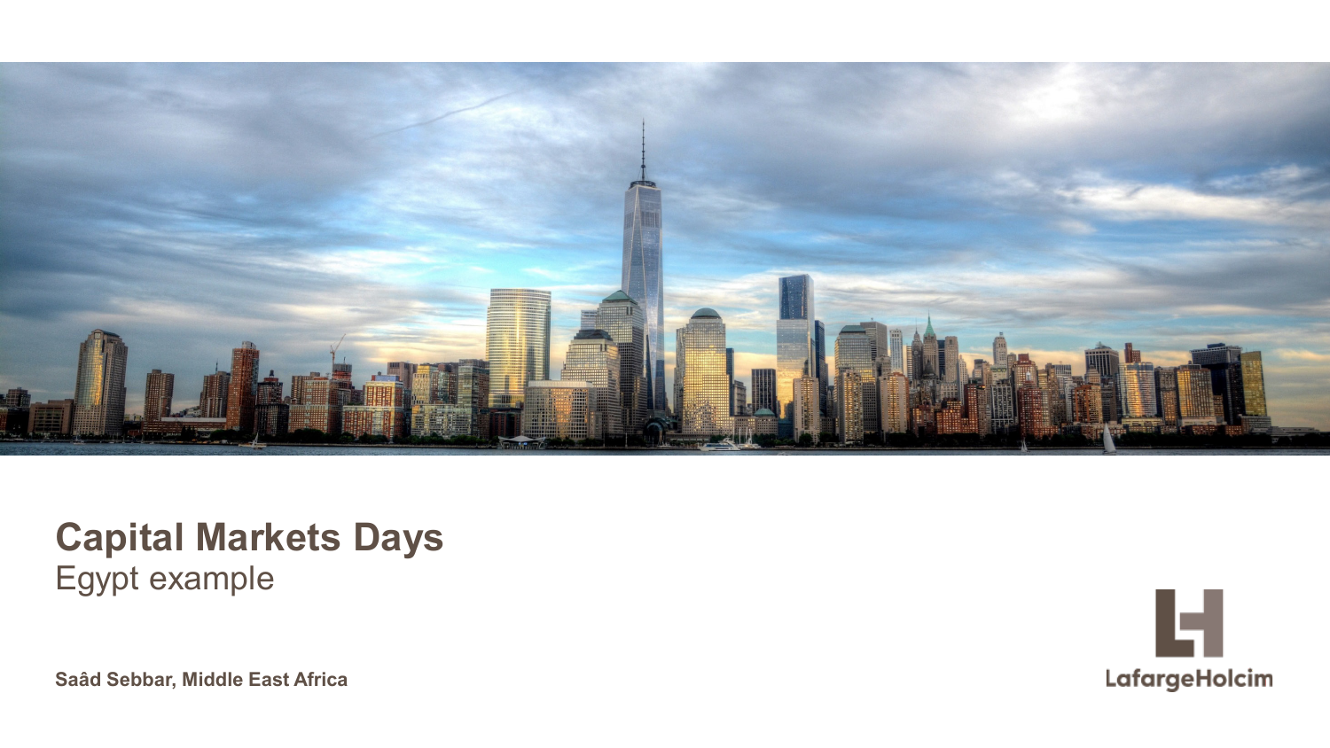# Capital Markets Days

Egypt example

**Saâd Sebbar, Middle East Africa**

LafargeHolcim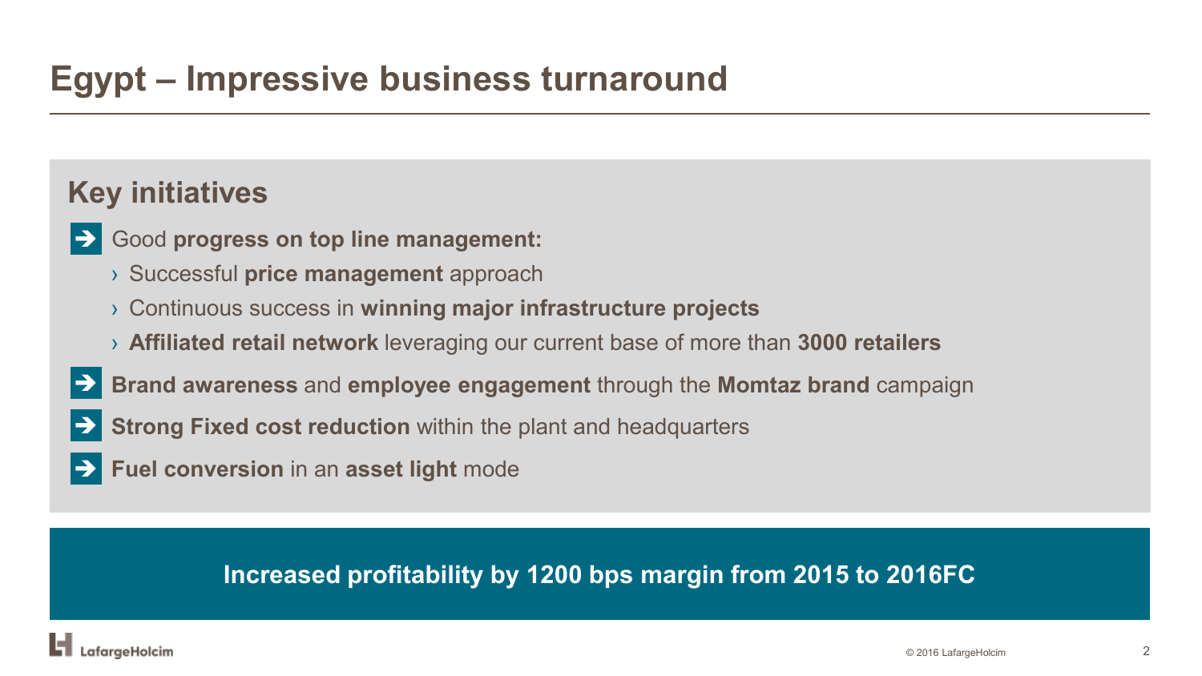# Egypt – Impressive business turnaround

## Key initiatives

- Good **progress on top line management:**
  - Successful **price management** approach
  - Continuous success in **winning major infrastructure projects**
  - **Affiliated retail network** leveraging our current base of more than **3000 retailers**
- **Brand awareness** and **employee engagement** through the **Momtaz brand** campaign
- **Strong Fixed cost reduction** within the plant and headquarters
- **Fuel conversion** in an **asset light** mode

**Increased profitability by 1200 bps margin from 2015 to 2016FC**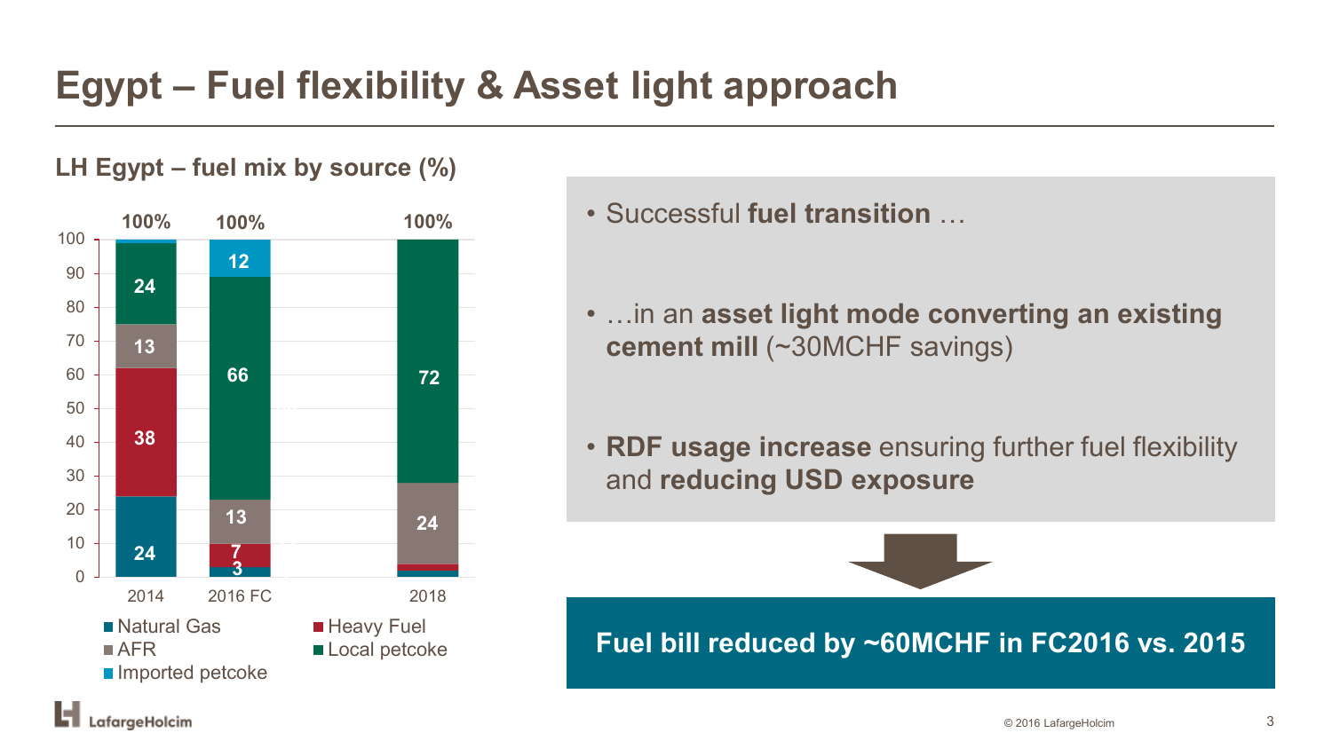# Egypt – Fuel flexibility & Asset light approach

## LH Egypt – fuel mix by source (%)

100%
100%
100%

100
90
80
70
60
50
40
30
20
10
0

24
13
38
24

12
66
13
7
3

72
24

2014
2016 FC
2018

Natural Gas
Heavy Fuel
AFR
Local petcoke
Imported petcoke

- Successful **fuel transition** …
- …in an **asset light mode converting an existing cement mill** (~30MCHF savings)
- **RDF usage increase** ensuring further fuel flexibility and **reducing USD exposure**

**Fuel bill reduced by ~60MCHF in FC2016 vs. 2015**

© 2016 LafargeHolcim